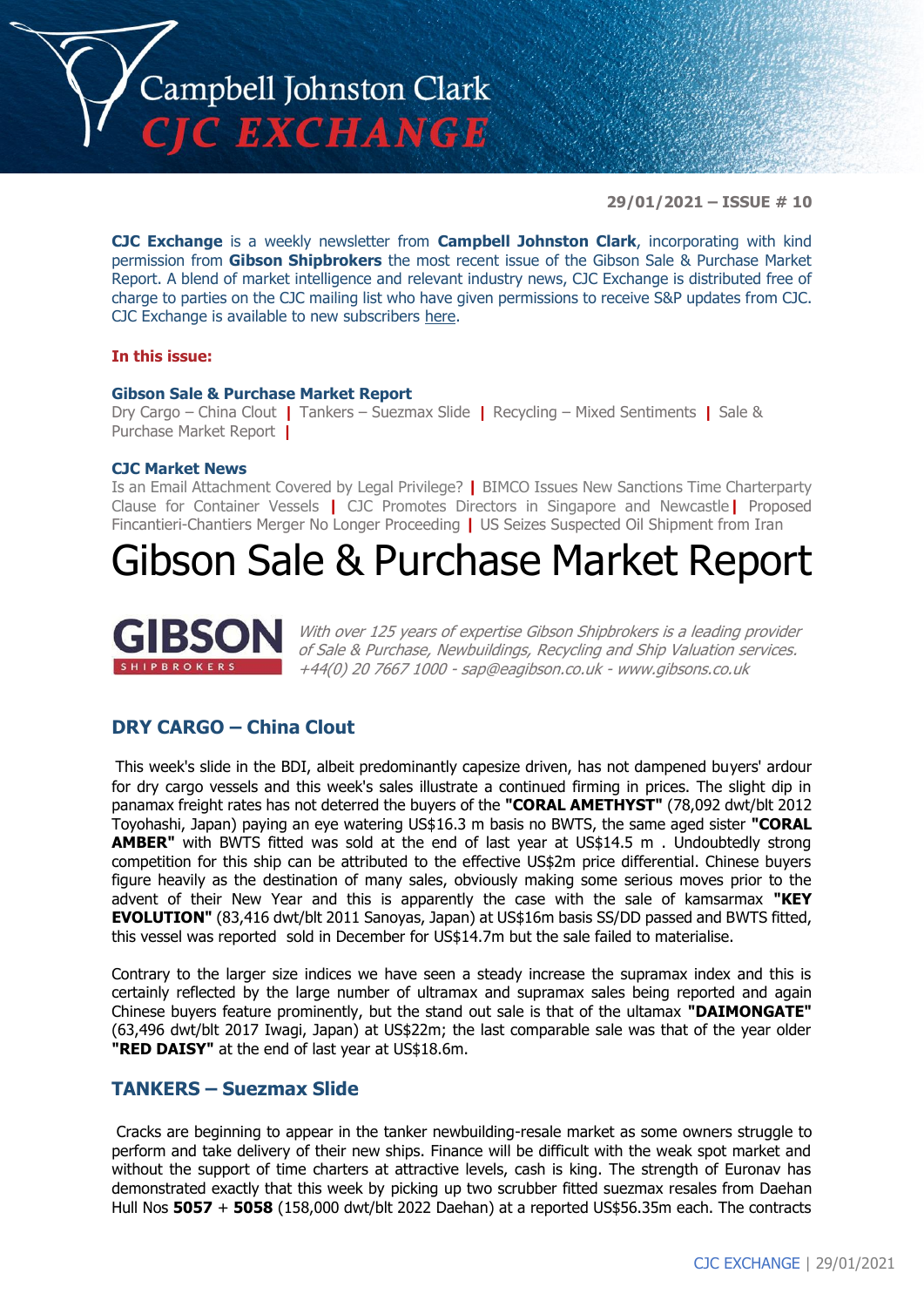# Campbell Johnston Clark
## CJC EXCHANGE

**29/01/2021 – ISSUE # 10**

**CJC Exchange** is a weekly newsletter from **Campbell Johnston Clark**, incorporating with kind permission from **Gibson Shipbrokers** the most recent issue of the Gibson Sale & Purchase Market Report. A blend of market intelligence and relevant industry news, CJC Exchange is distributed free of charge to parties on the CJC mailing list who have given permissions to receive S&P updates from CJC. CJC Exchange is available to new subscribers here.

**In this issue:**

**Gibson Sale & Purchase Market Report**
Dry Cargo – China Clout | Tankers – Suezmax Slide | Recycling – Mixed Sentiments | Sale & Purchase Market Report |

**CJC Market News**
Is an Email Attachment Covered by Legal Privilege? | BIMCO Issues New Sanctions Time Charterparty Clause for Container Vessels | CJC Promotes Directors in Singapore and Newcastle | Proposed Fincantieri-Chantiers Merger No Longer Proceeding | US Seizes Suspected Oil Shipment from Iran

# Gibson Sale & Purchase Market Report

**GIBSON** SHIPBROKERS

*With over 125 years of expertise Gibson Shipbrokers is a leading provider of Sale & Purchase, Newbuildings, Recycling and Ship Valuation services. +44(0) 20 7667 1000 - sap@eagibson.co.uk - www.gibsons.co.uk*

## DRY CARGO – China Clout

This week's slide in the BDI, albeit predominantly capesize driven, has not dampened buyers' ardour for dry cargo vessels and this week's sales illustrate a continued firming in prices. The slight dip in panamax freight rates has not deterred the buyers of the **"CORAL AMETHYST"** (78,092 dwt/blt 2012 Toyohashi, Japan) paying an eye watering US$16.3 m basis no BWTS, the same aged sister **"CORAL AMBER"** with BWTS fitted was sold at the end of last year at US$14.5 m . Undoubtedly strong competition for this ship can be attributed to the effective US$2m price differential. Chinese buyers figure heavily as the destination of many sales, obviously making some serious moves prior to the advent of their New Year and this is apparently the case with the sale of kamsarmax **"KEY EVOLUTION"** (83,416 dwt/blt 2011 Sanoyas, Japan) at US$16m basis SS/DD passed and BWTS fitted, this vessel was reported sold in December for US$14.7m but the sale failed to materialise.

Contrary to the larger size indices we have seen a steady increase the supramax index and this is certainly reflected by the large number of ultramax and supramax sales being reported and again Chinese buyers feature prominently, but the stand out sale is that of the ultamax **"DAIMONGATE"** (63,496 dwt/blt 2017 Iwagi, Japan) at US$22m; the last comparable sale was that of the year older **"RED DAISY"** at the end of last year at US$18.6m.

## TANKERS – Suezmax Slide

Cracks are beginning to appear in the tanker newbuilding-resale market as some owners struggle to perform and take delivery of their new ships. Finance will be difficult with the weak spot market and without the support of time charters at attractive levels, cash is king. The strength of Euronav has demonstrated exactly that this week by picking up two scrubber fitted suezmax resales from Daehan Hull Nos **5057** + **5058** (158,000 dwt/blt 2022 Daehan) at a reported US$56.35m each. The contracts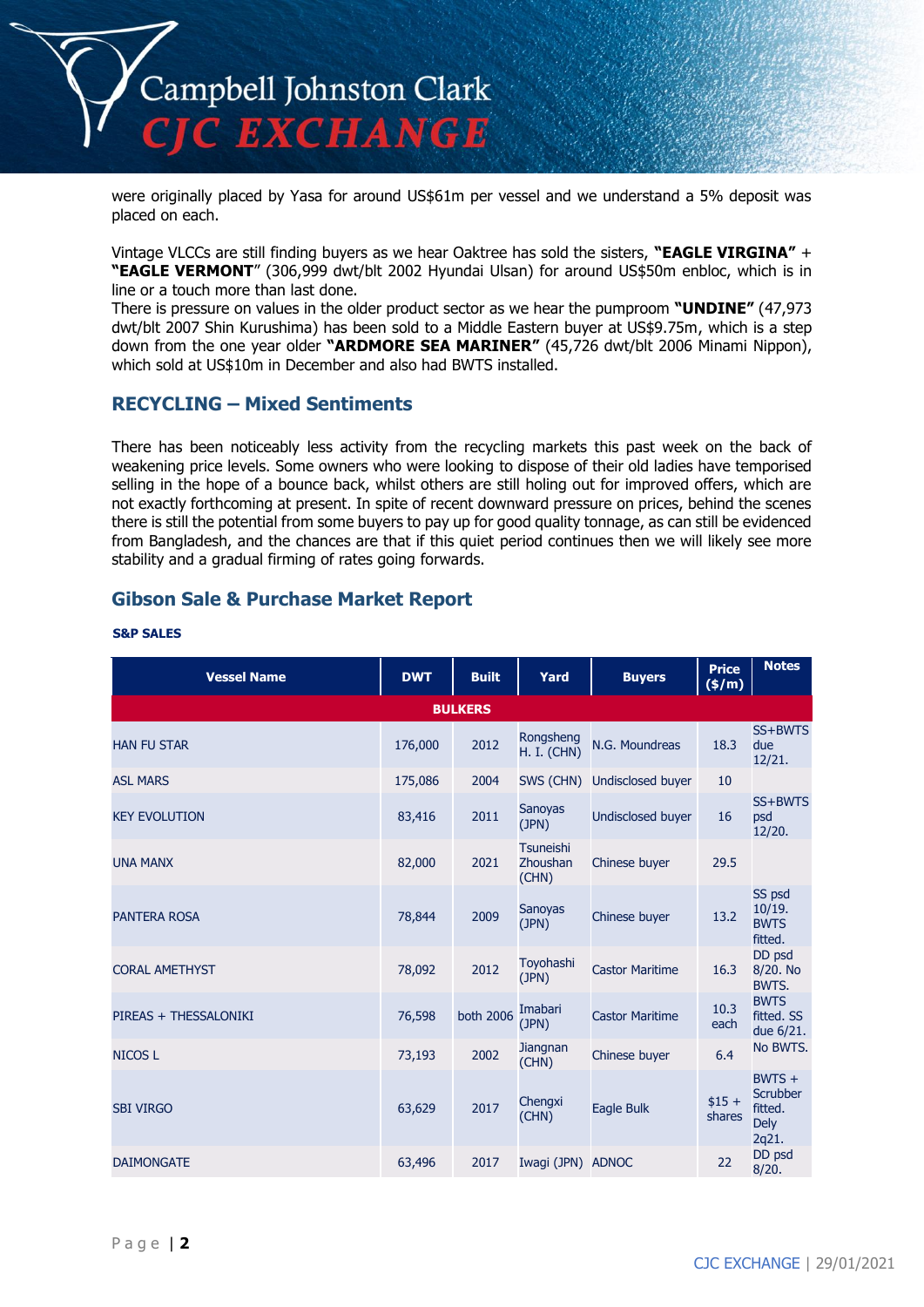were originally placed by Yasa for around US$61m per vessel and we understand a 5% deposit was placed on each.

Vintage VLCCs are still finding buyers as we hear Oaktree has sold the sisters, **"EAGLE VIRGINA"** + **"EAGLE VERMONT"** (306,999 dwt/blt 2002 Hyundai Ulsan) for around US$50m enbloc, which is in line or a touch more than last done.
There is pressure on values in the older product sector as we hear the pumproom **"UNDINE"** (47,973 dwt/blt 2007 Shin Kurushima) has been sold to a Middle Eastern buyer at US$9.75m, which is a step down from the one year older **"ARDMORE SEA MARINER"** (45,726 dwt/blt 2006 Minami Nippon), which sold at US$10m in December and also had BWTS installed.

## RECYCLING – Mixed Sentiments

There has been noticeably less activity from the recycling markets this past week on the back of weakening price levels. Some owners who were looking to dispose of their old ladies have temporised selling in the hope of a bounce back, whilst others are still holing out for improved offers, which are not exactly forthcoming at present. In spite of recent downward pressure on prices, behind the scenes there is still the potential from some buyers to pay up for good quality tonnage, as can still be evidenced from Bangladesh, and the chances are that if this quiet period continues then we will likely see more stability and a gradual firming of rates going forwards.

## Gibson Sale & Purchase Market Report

**S&P SALES**

| Vessel Name | DWT | Built | Yard | Buyers | Price ($/m) | Notes |
|---|---|---|---|---|---|---|
| **BULKERS** | | | | | | |
| HAN FU STAR | 176,000 | 2012 | Rongsheng H. I. (CHN) | N.G. Moundreas | 18.3 | SS+BWTS due 12/21. |
| ASL MARS | 175,086 | 2004 | SWS (CHN) | Undisclosed buyer | 10 | |
| KEY EVOLUTION | 83,416 | 2011 | Sanoyas (JPN) | Undisclosed buyer | 16 | SS+BWTS psd 12/20. |
| UNA MANX | 82,000 | 2021 | Tsuneishi Zhoushan (CHN) | Chinese buyer | 29.5 | |
| PANTERA ROSA | 78,844 | 2009 | Sanoyas (JPN) | Chinese buyer | 13.2 | SS psd 10/19. BWTS fitted. |
| CORAL AMETHYST | 78,092 | 2012 | Toyohashi (JPN) | Castor Maritime | 16.3 | DD psd 8/20. No BWTS. |
| PIREAS + THESSALONIKI | 76,598 | both 2006 | Imabari (JPN) | Castor Maritime | 10.3 each | BWTS fitted. SS due 6/21. |
| NICOS L | 73,193 | 2002 | Jiangnan (CHN) | Chinese buyer | 6.4 | No BWTS. |
| SBI VIRGO | 63,629 | 2017 | Chengxi (CHN) | Eagle Bulk | $15 + shares | BWTS + Scrubber fitted. Dely 2q21. |
| DAIMONGATE | 63,496 | 2017 | Iwagi (JPN) | ADNOC | 22 | DD psd 8/20. |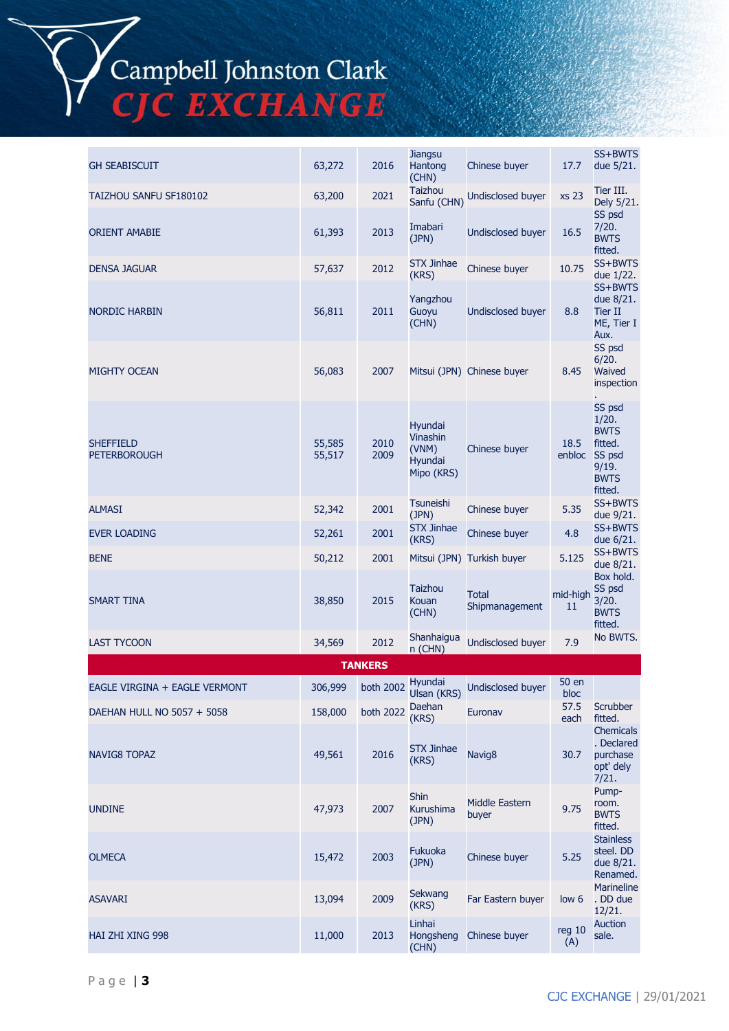| | | | | | | |
|---|---|---|---|---|---|---|
| GH SEABISCUIT | 63,272 | 2016 | Jiangsu Hantong (CHN) | Chinese buyer | 17.7 | SS+BWTS due 5/21. |
| TAIZHOU SANFU SF180102 | 63,200 | 2021 | Taizhou Sanfu (CHN) | Undisclosed buyer | xs 23 | Tier III. Dely 5/21. |
| ORIENT AMABIE | 61,393 | 2013 | Imabari (JPN) | Undisclosed buyer | 16.5 | SS psd 7/20. BWTS fitted. |
| DENSA JAGUAR | 57,637 | 2012 | STX Jinhae (KRS) | Chinese buyer | 10.75 | SS+BWTS due 1/22. |
| NORDIC HARBIN | 56,811 | 2011 | Yangzhou Guoyu (CHN) | Undisclosed buyer | 8.8 | SS+BWTS due 8/21. Tier II ME, Tier I Aux. |
| MIGHTY OCEAN | 56,083 | 2007 | Mitsui (JPN) | Chinese buyer | 8.45 | SS psd 6/20. Waived inspection. |
| SHEFFIELD<br>PETERBOROUGH | 55,585<br>55,517 | 2010<br>2009 | Hyundai Vinashin (VNM)<br>Hyundai Mipo (KRS) | Chinese buyer | 18.5 enbloc | SS psd 1/20. BWTS fitted. SS psd 9/19. BWTS fitted. |
| ALMASI | 52,342 | 2001 | Tsuneishi (JPN) | Chinese buyer | 5.35 | SS+BWTS due 9/21. |
| EVER LOADING | 52,261 | 2001 | STX Jinhae (KRS) | Chinese buyer | 4.8 | SS+BWTS due 6/21. |
| BENE | 50,212 | 2001 | Mitsui (JPN) | Turkish buyer | 5.125 | SS+BWTS due 8/21. |
| SMART TINA | 38,850 | 2015 | Taizhou Kouan (CHN) | Total Shipmanagement | mid-high 11 | Box hold. SS psd 3/20. BWTS fitted. |
| LAST TYCOON | 34,569 | 2012 | Shanhaiguan (CHN) | Undisclosed buyer | 7.9 | No BWTS. |
| **TANKERS** | | | | | | |
| EAGLE VIRGINA + EAGLE VERMONT | 306,999 | both 2002 | Hyundai Ulsan (KRS) | Undisclosed buyer | 50 en bloc | |
| DAEHAN HULL NO 5057 + 5058 | 158,000 | both 2022 | Daehan (KRS) | Euronav | 57.5 each | Scrubber fitted. |
| NAVIG8 TOPAZ | 49,561 | 2016 | STX Jinhae (KRS) | Navig8 | 30.7 | Chemicals. Declared purchase opt' dely 7/21. |
| UNDINE | 47,973 | 2007 | Shin Kurushima (JPN) | Middle Eastern buyer | 9.75 | Pump-room. BWTS fitted. |
| OLMECA | 15,472 | 2003 | Fukuoka (JPN) | Chinese buyer | 5.25 | Stainless steel. DD due 8/21. Renamed. |
| ASAVARI | 13,094 | 2009 | Sekwang (KRS) | Far Eastern buyer | low 6 | Marineline. DD due 12/21. |
| HAI ZHI XING 998 | 11,000 | 2013 | Linhai Hongsheng (CHN) | Chinese buyer | reg 10 (A) | Auction sale. |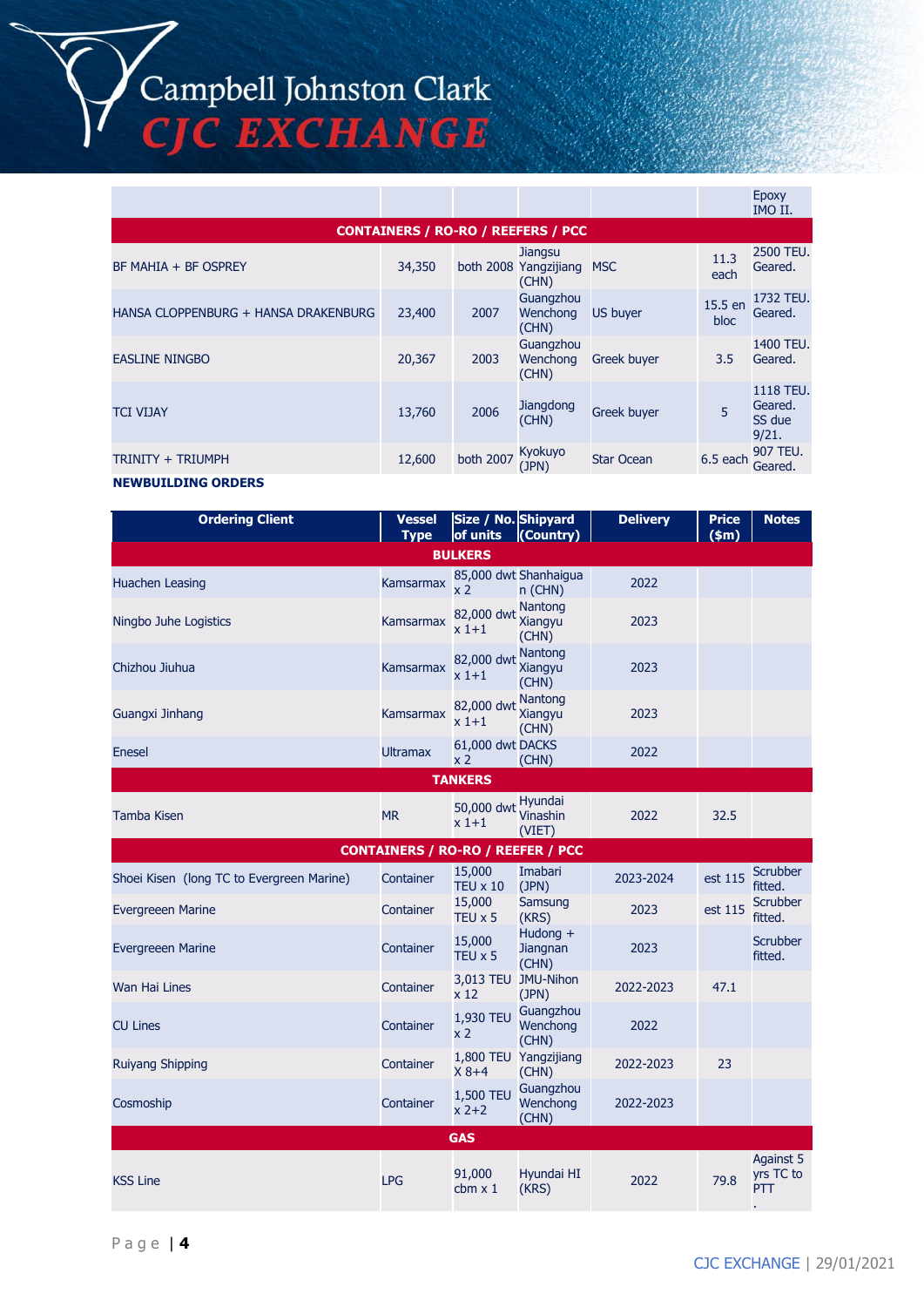| | | | | | | |
|---|---|---|---|---|---|---|
| | | | | | | Epoxy IMO II. |
| **CONTAINERS / RO-RO / REEFERS / PCC** | | | | | | |
| BF MAHIA + BF OSPREY | 34,350 | both 2008 | Jiangsu Yangzijiang (CHN) | MSC | 11.3 each | 2500 TEU. Geared. |
| HANSA CLOPPENBURG + HANSA DRAKENBURG | 23,400 | 2007 | Guangzhou Wenchong (CHN) | US buyer | 15.5 en bloc | 1732 TEU. Geared. |
| EASLINE NINGBO | 20,367 | 2003 | Guangzhou Wenchong (CHN) | Greek buyer | 3.5 | 1400 TEU. Geared. |
| TCI VIJAY | 13,760 | 2006 | Jiangdong (CHN) | Greek buyer | 5 | 1118 TEU. Geared. SS due 9/21. |
| TRINITY + TRIUMPH | 12,600 | both 2007 | Kyokuyo (JPN) | Star Ocean | 6.5 each | 907 TEU. Geared. |

**NEWBUILDING ORDERS**

| Ordering Client | Vessel Type | Size / No. of units | Shipyard (Country) | Delivery | Price ($m) | Notes |
|---|---|---|---|---|---|---|
| **BULKERS** | | | | | | |
| Huachen Leasing | Kamsarmax | 85,000 dwt x 2 | Shanhaiguan (CHN) | 2022 | | |
| Ningbo Juhe Logistics | Kamsarmax | 82,000 dwt x 1+1 | Nantong Xiangyu (CHN) | 2023 | | |
| Chizhou Jiuhua | Kamsarmax | 82,000 dwt x 1+1 | Nantong Xiangyu (CHN) | 2023 | | |
| Guangxi Jinhang | Kamsarmax | 82,000 dwt x 1+1 | Nantong Xiangyu (CHN) | 2023 | | |
| Enesel | Ultramax | 61,000 dwt x 2 | DACKS (CHN) | 2022 | | |
| **TANKERS** | | | | | | |
| Tamba Kisen | MR | 50,000 dwt x 1+1 | Hyundai Vinashin (VIET) | 2022 | 32.5 | |
| **CONTAINERS / RO-RO / REEFER / PCC** | | | | | | |
| Shoei Kisen (long TC to Evergreen Marine) | Container | 15,000 TEU x 10 | Imabari (JPN) | 2023-2024 | est 115 | Scrubber fitted. |
| Evergreeen Marine | Container | 15,000 TEU x 5 | Samsung (KRS) | 2023 | est 115 | Scrubber fitted. |
| Evergreeen Marine | Container | 15,000 TEU x 5 | Hudong + Jiangnan (CHN) | 2023 | | Scrubber fitted. |
| Wan Hai Lines | Container | 3,013 TEU x 12 | JMU-Nihon (JPN) | 2022-2023 | 47.1 | |
| CU Lines | Container | 1,930 TEU x 2 | Guangzhou Wenchong (CHN) | 2022 | | |
| Ruiyang Shipping | Container | 1,800 TEU X 8+4 | Yangzijiang (CHN) | 2022-2023 | 23 | |
| Cosmoship | Container | 1,500 TEU x 2+2 | Guangzhou Wenchong (CHN) | 2022-2023 | | |
| **GAS** | | | | | | |
| KSS Line | LPG | 91,000 cbm x 1 | Hyundai HI (KRS) | 2022 | 79.8 | Against 5 yrs TC to PTT. |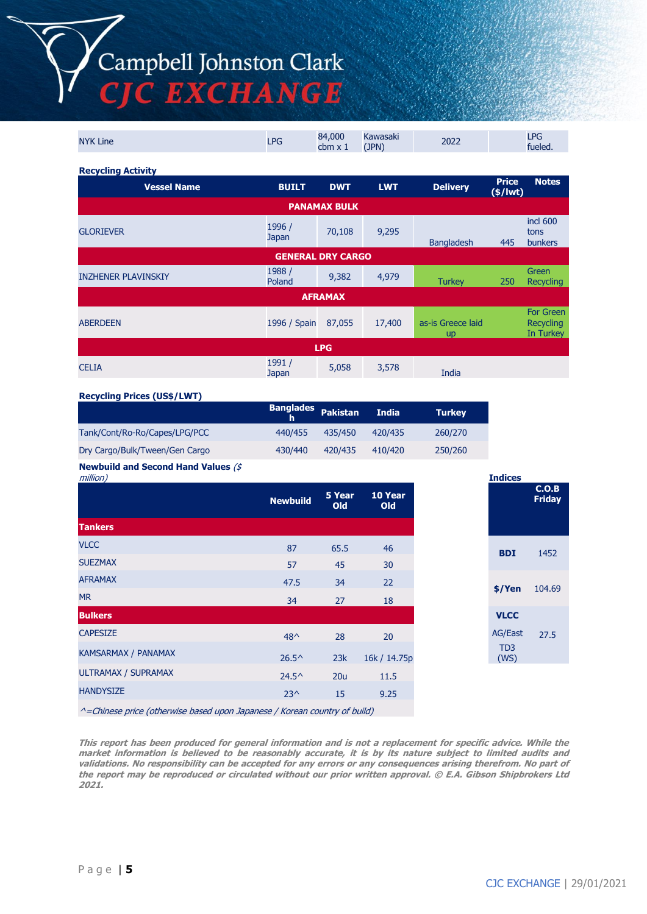| NYK Line | LPG | 84,000 cbm x 1 | Kawasaki (JPN) | 2022 | | LPG fueled. |
|---|---|---|---|---|---|---|

**Recycling Activity**

| Vessel Name | BUILT | DWT | LWT | Delivery | Price ($/lwt) | Notes |
|---|---|---|---|---|---|---|
| **PANAMAX BULK** | | | | | | |
| GLORIEVER | 1996 / Japan | 70,108 | 9,295 | Bangladesh | 445 | incl 600 tons bunkers |
| **GENERAL DRY CARGO** | | | | | | |
| INZHENER PLAVINSKIY | 1988 / Poland | 9,382 | 4,979 | Turkey | 250 | Green Recycling |
| **AFRAMAX** | | | | | | |
| ABERDEEN | 1996 / Spain | 87,055 | 17,400 | as-is Greece laid up | | For Green Recycling In Turkey |
| **LPG** | | | | | | |
| CELIA | 1991 / Japan | 5,058 | 3,578 | India | | |

**Recycling Prices (US$/LWT)**

| | Bangladesh | Pakistan | India | Turkey |
|---|---|---|---|---|
| Tank/Cont/Ro-Ro/Capes/LPG/PCC | 440/455 | 435/450 | 420/435 | 260/270 |
| Dry Cargo/Bulk/Tween/Gen Cargo | 430/440 | 420/435 | 410/420 | 250/260 |

**Newbuild and Second Hand Values** *($ million)*

| | Newbuild | 5 Year Old | 10 Year Old |
|---|---|---|---|
| **Tankers** | | | |
| VLCC | 87 | 65.5 | 46 |
| SUEZMAX | 57 | 45 | 30 |
| AFRAMAX | 47.5 | 34 | 22 |
| MR | 34 | 27 | 18 |
| **Bulkers** | | | |
| CAPESIZE | 48^ | 28 | 20 |
| KAMSARMAX / PANAMAX | 26.5^ | 23k | 16k / 14.75p |
| ULTRAMAX / SUPRAMAX | 24.5^ | 20u | 11.5 |
| HANDYSIZE | 23^ | 15 | 9.25 |

*^=Chinese price (otherwise based upon Japanese / Korean country of build)*

**Indices**

| | C.O.B Friday |
|---|---|
| **BDI** | 1452 |
| **$/Yen** | 104.69 |
| **VLCC** | |
| AG/East TD3 (WS) | 27.5 |

***This report has been produced for general information and is not a replacement for specific advice. While the market information is believed to be reasonably accurate, it is by its nature subject to limited audits and validations. No responsibility can be accepted for any errors or any consequences arising therefrom. No part of the report may be reproduced or circulated without our prior written approval. © E.A. Gibson Shipbrokers Ltd 2021.***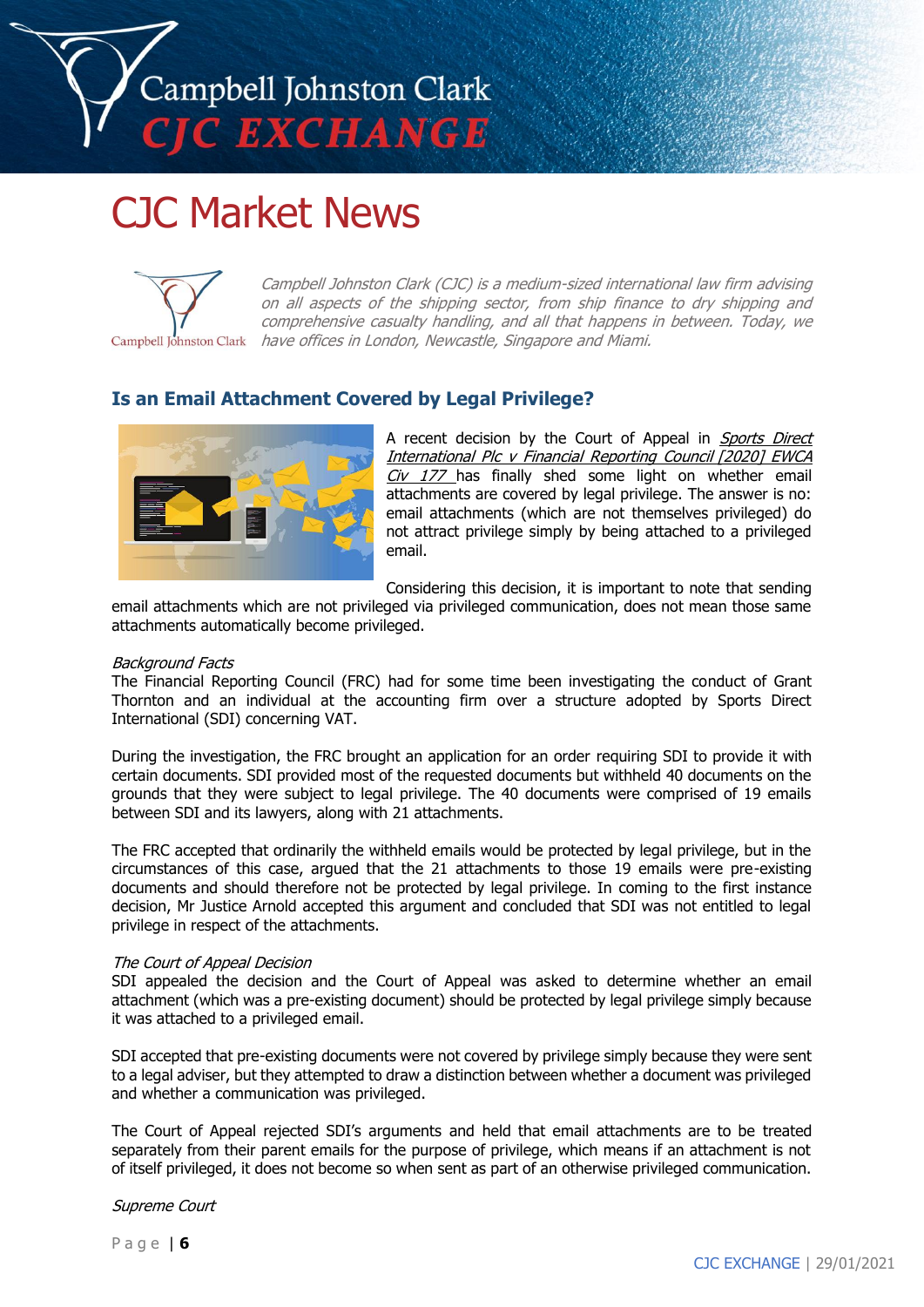# CJC Market News

*Campbell Johnston Clark (CJC) is a medium-sized international law firm advising on all aspects of the shipping sector, from ship finance to dry shipping and comprehensive casualty handling, and all that happens in between. Today, we have offices in London, Newcastle, Singapore and Miami.*

## Is an Email Attachment Covered by Legal Privilege?

A recent decision by the Court of Appeal in *Sports Direct International Plc v Financial Reporting Council [2020] EWCA Civ 177* has finally shed some light on whether email attachments are covered by legal privilege. The answer is no: email attachments (which are not themselves privileged) do not attract privilege simply by being attached to a privileged email.

Considering this decision, it is important to note that sending email attachments which are not privileged via privileged communication, does not mean those same attachments automatically become privileged.

*Background Facts*

The Financial Reporting Council (FRC) had for some time been investigating the conduct of Grant Thornton and an individual at the accounting firm over a structure adopted by Sports Direct International (SDI) concerning VAT.

During the investigation, the FRC brought an application for an order requiring SDI to provide it with certain documents. SDI provided most of the requested documents but withheld 40 documents on the grounds that they were subject to legal privilege. The 40 documents were comprised of 19 emails between SDI and its lawyers, along with 21 attachments.

The FRC accepted that ordinarily the withheld emails would be protected by legal privilege, but in the circumstances of this case, argued that the 21 attachments to those 19 emails were pre-existing documents and should therefore not be protected by legal privilege. In coming to the first instance decision, Mr Justice Arnold accepted this argument and concluded that SDI was not entitled to legal privilege in respect of the attachments.

*The Court of Appeal Decision*

SDI appealed the decision and the Court of Appeal was asked to determine whether an email attachment (which was a pre-existing document) should be protected by legal privilege simply because it was attached to a privileged email.

SDI accepted that pre-existing documents were not covered by privilege simply because they were sent to a legal adviser, but they attempted to draw a distinction between whether a document was privileged and whether a communication was privileged.

The Court of Appeal rejected SDI's arguments and held that email attachments are to be treated separately from their parent emails for the purpose of privilege, which means if an attachment is not of itself privileged, it does not become so when sent as part of an otherwise privileged communication.

*Supreme Court*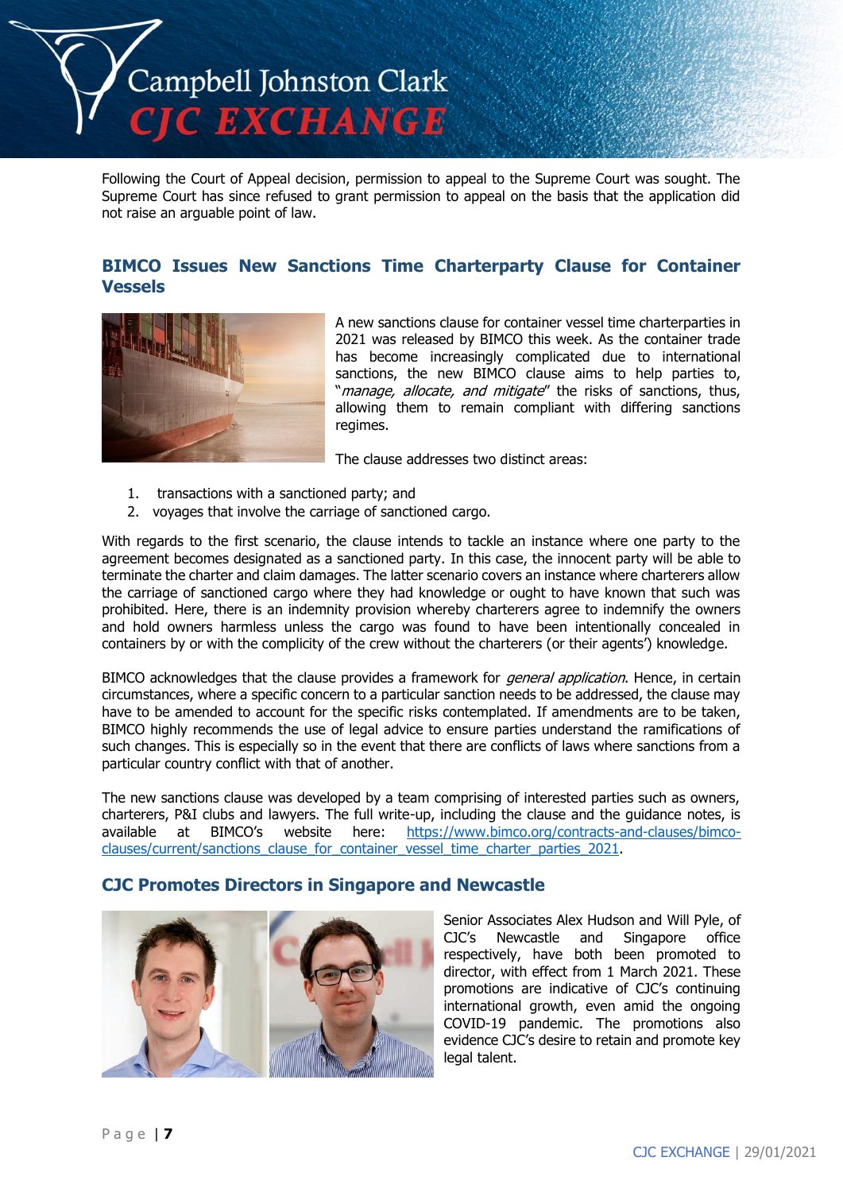Following the Court of Appeal decision, permission to appeal to the Supreme Court was sought. The Supreme Court has since refused to grant permission to appeal on the basis that the application did not raise an arguable point of law.

## BIMCO Issues New Sanctions Time Charterparty Clause for Container Vessels

A new sanctions clause for container vessel time charterparties in 2021 was released by BIMCO this week. As the container trade has become increasingly complicated due to international sanctions, the new BIMCO clause aims to help parties to, "*manage, allocate, and mitigate*" the risks of sanctions, thus, allowing them to remain compliant with differing sanctions regimes.

The clause addresses two distinct areas:

1. transactions with a sanctioned party; and
2. voyages that involve the carriage of sanctioned cargo.

With regards to the first scenario, the clause intends to tackle an instance where one party to the agreement becomes designated as a sanctioned party. In this case, the innocent party will be able to terminate the charter and claim damages. The latter scenario covers an instance where charterers allow the carriage of sanctioned cargo where they had knowledge or ought to have known that such was prohibited. Here, there is an indemnity provision whereby charterers agree to indemnify the owners and hold owners harmless unless the cargo was found to have been intentionally concealed in containers by or with the complicity of the crew without the charterers (or their agents') knowledge.

BIMCO acknowledges that the clause provides a framework for *general application*. Hence, in certain circumstances, where a specific concern to a particular sanction needs to be addressed, the clause may have to be amended to account for the specific risks contemplated. If amendments are to be taken, BIMCO highly recommends the use of legal advice to ensure parties understand the ramifications of such changes. This is especially so in the event that there are conflicts of laws where sanctions from a particular country conflict with that of another.

The new sanctions clause was developed by a team comprising of interested parties such as owners, charterers, P&I clubs and lawyers. The full write-up, including the clause and the guidance notes, is available at BIMCO's website here: [https://www.bimco.org/contracts-and-clauses/bimco-clauses/current/sanctions_clause_for_container_vessel_time_charter_parties_2021](https://www.bimco.org/contracts-and-clauses/bimco-clauses/current/sanctions_clause_for_container_vessel_time_charter_parties_2021).

## CJC Promotes Directors in Singapore and Newcastle

Senior Associates Alex Hudson and Will Pyle, of CJC's Newcastle and Singapore office respectively, have both been promoted to director, with effect from 1 March 2021. These promotions are indicative of CJC's continuing international growth, even amid the ongoing COVID-19 pandemic. The promotions also evidence CJC's desire to retain and promote key legal talent.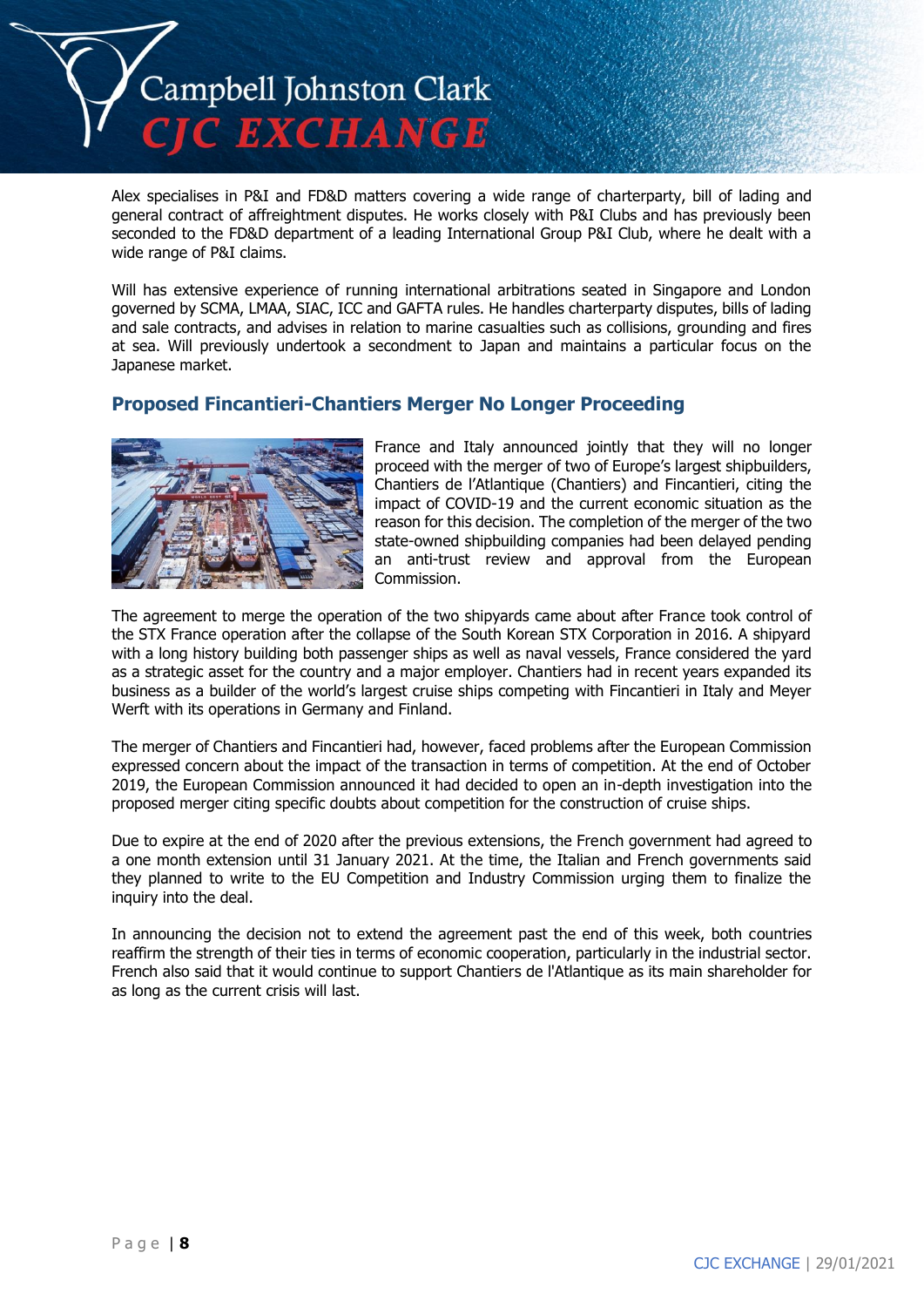Alex specialises in P&I and FD&D matters covering a wide range of charterparty, bill of lading and general contract of affreightment disputes. He works closely with P&I Clubs and has previously been seconded to the FD&D department of a leading International Group P&I Club, where he dealt with a wide range of P&I claims.

Will has extensive experience of running international arbitrations seated in Singapore and London governed by SCMA, LMAA, SIAC, ICC and GAFTA rules. He handles charterparty disputes, bills of lading and sale contracts, and advises in relation to marine casualties such as collisions, grounding and fires at sea. Will previously undertook a secondment to Japan and maintains a particular focus on the Japanese market.

## Proposed Fincantieri-Chantiers Merger No Longer Proceeding

France and Italy announced jointly that they will no longer proceed with the merger of two of Europe's largest shipbuilders, Chantiers de l'Atlantique (Chantiers) and Fincantieri, citing the impact of COVID-19 and the current economic situation as the reason for this decision. The completion of the merger of the two state-owned shipbuilding companies had been delayed pending an anti-trust review and approval from the European Commission.

The agreement to merge the operation of the two shipyards came about after France took control of the STX France operation after the collapse of the South Korean STX Corporation in 2016. A shipyard with a long history building both passenger ships as well as naval vessels, France considered the yard as a strategic asset for the country and a major employer. Chantiers had in recent years expanded its business as a builder of the world's largest cruise ships competing with Fincantieri in Italy and Meyer Werft with its operations in Germany and Finland.

The merger of Chantiers and Fincantieri had, however, faced problems after the European Commission expressed concern about the impact of the transaction in terms of competition. At the end of October 2019, the European Commission announced it had decided to open an in-depth investigation into the proposed merger citing specific doubts about competition for the construction of cruise ships.

Due to expire at the end of 2020 after the previous extensions, the French government had agreed to a one month extension until 31 January 2021. At the time, the Italian and French governments said they planned to write to the EU Competition and Industry Commission urging them to finalize the inquiry into the deal.

In announcing the decision not to extend the agreement past the end of this week, both countries reaffirm the strength of their ties in terms of economic cooperation, particularly in the industrial sector. French also said that it would continue to support Chantiers de l'Atlantique as its main shareholder for as long as the current crisis will last.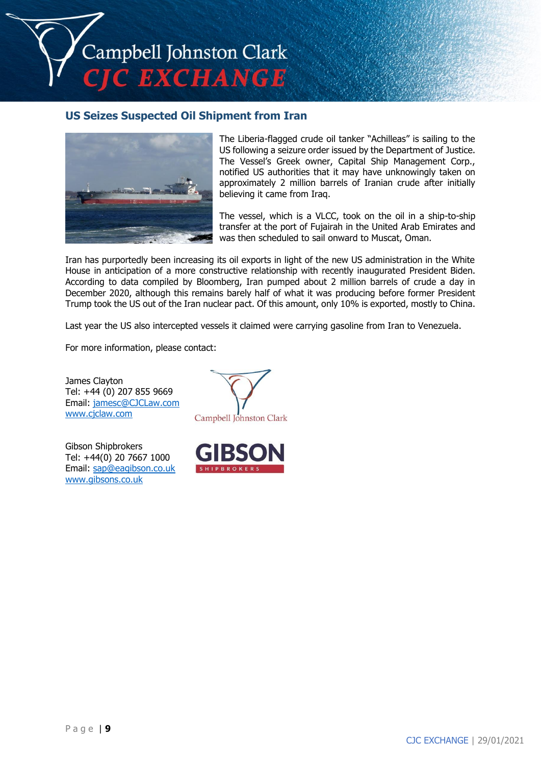## US Seizes Suspected Oil Shipment from Iran

The Liberia-flagged crude oil tanker "Achilleas" is sailing to the US following a seizure order issued by the Department of Justice. The Vessel's Greek owner, Capital Ship Management Corp., notified US authorities that it may have unknowingly taken on approximately 2 million barrels of Iranian crude after initially believing it came from Iraq.

The vessel, which is a VLCC, took on the oil in a ship-to-ship transfer at the port of Fujairah in the United Arab Emirates and was then scheduled to sail onward to Muscat, Oman.

Iran has purportedly been increasing its oil exports in light of the new US administration in the White House in anticipation of a more constructive relationship with recently inaugurated President Biden. According to data compiled by Bloomberg, Iran pumped about 2 million barrels of crude a day in December 2020, although this remains barely half of what it was producing before former President Trump took the US out of the Iran nuclear pact. Of this amount, only 10% is exported, mostly to China.

Last year the US also intercepted vessels it claimed were carrying gasoline from Iran to Venezuela.

For more information, please contact:

James Clayton
Tel: +44 (0) 207 855 9669
Email: jamesc@CJCLaw.com
www.cjclaw.com

Gibson Shipbrokers
Tel: +44(0) 20 7667 1000
Email: sap@eagibson.co.uk
www.gibsons.co.uk